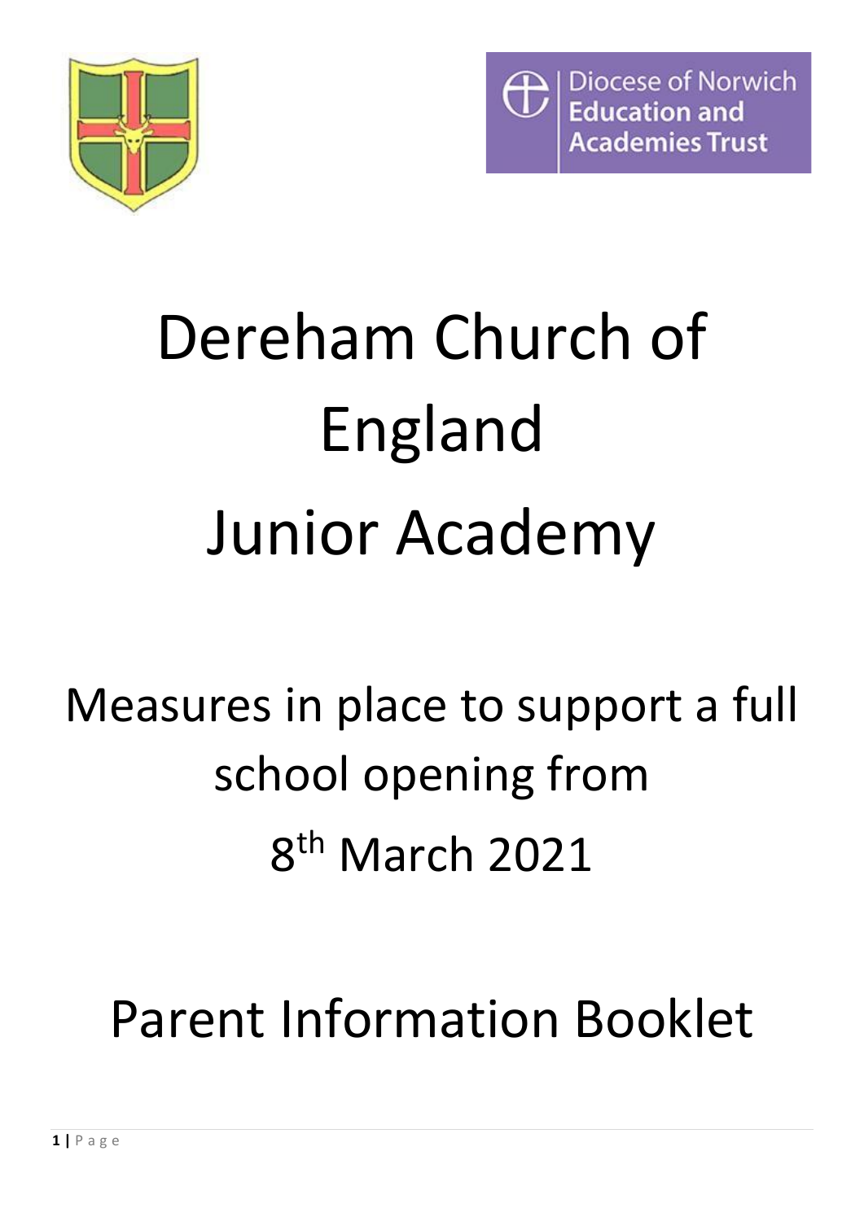Diocese of Norwich Education and Academies Trust

# Dereham Church of England Junior Academy

## Measures in place to support a full school opening from 8th March 2021

## Parent Information Booklet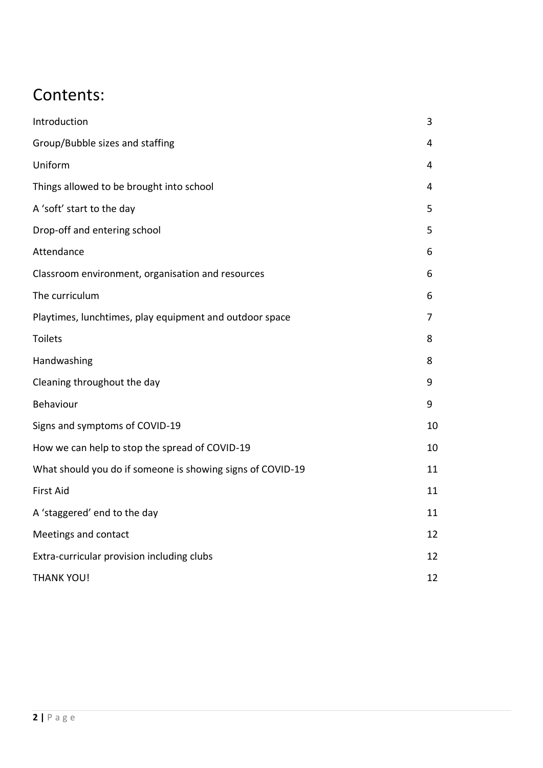# Contents:

| | |
|---|---|
| Introduction | 3 |
| Group/Bubble sizes and staffing | 4 |
| Uniform | 4 |
| Things allowed to be brought into school | 4 |
| A 'soft' start to the day | 5 |
| Drop-off and entering school | 5 |
| Attendance | 6 |
| Classroom environment, organisation and resources | 6 |
| The curriculum | 6 |
| Playtimes, lunchtimes, play equipment and outdoor space | 7 |
| Toilets | 8 |
| Handwashing | 8 |
| Cleaning throughout the day | 9 |
| Behaviour | 9 |
| Signs and symptoms of COVID-19 | 10 |
| How we can help to stop the spread of COVID-19 | 10 |
| What should you do if someone is showing signs of COVID-19 | 11 |
| First Aid | 11 |
| A 'staggered' end to the day | 11 |
| Meetings and contact | 12 |
| Extra-curricular provision including clubs | 12 |
| THANK YOU! | 12 |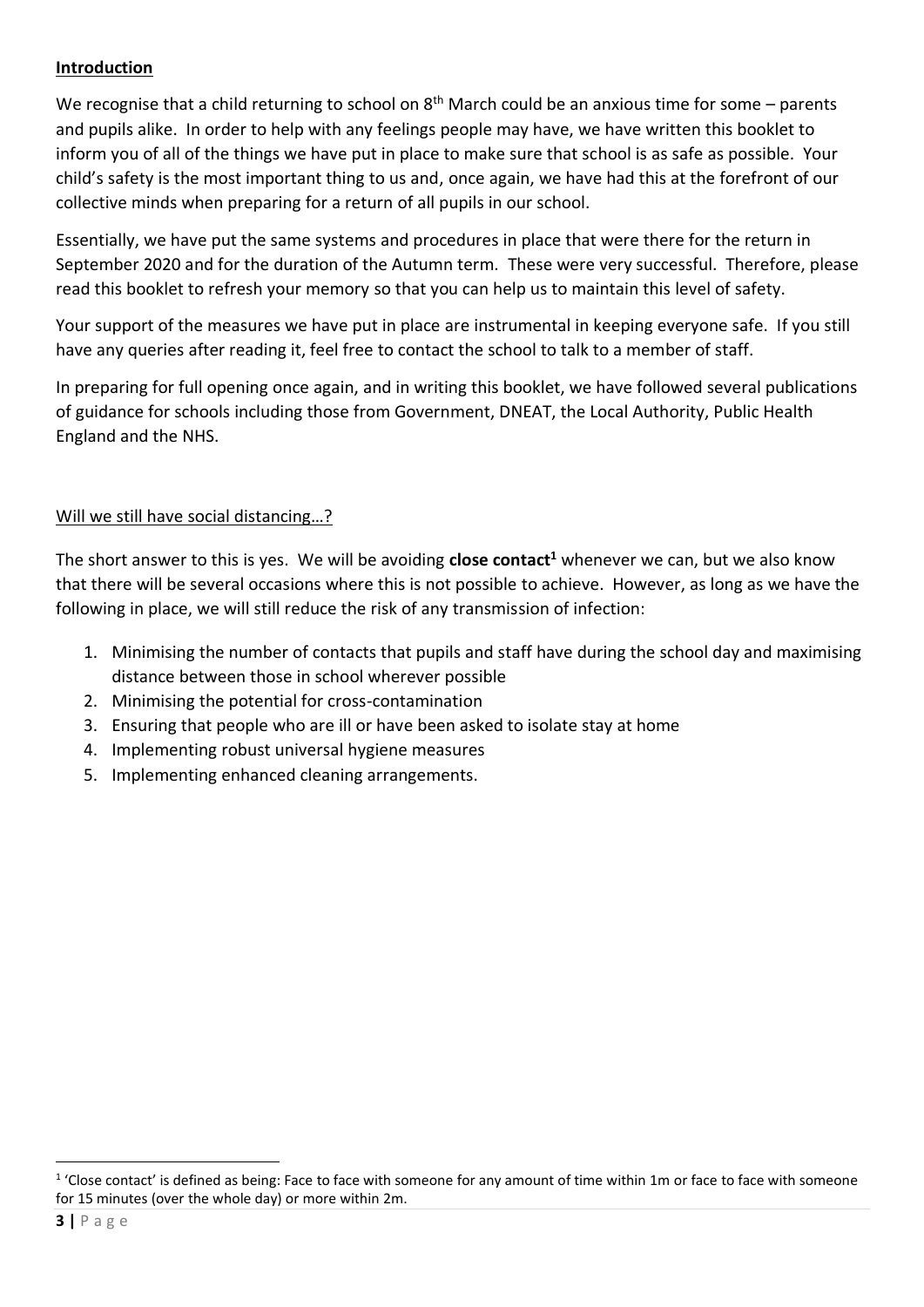## Introduction

We recognise that a child returning to school on 8th March could be an anxious time for some – parents and pupils alike. In order to help with any feelings people may have, we have written this booklet to inform you of all of the things we have put in place to make sure that school is as safe as possible. Your child's safety is the most important thing to us and, once again, we have had this at the forefront of our collective minds when preparing for a return of all pupils in our school.

Essentially, we have put the same systems and procedures in place that were there for the return in September 2020 and for the duration of the Autumn term. These were very successful. Therefore, please read this booklet to refresh your memory so that you can help us to maintain this level of safety.

Your support of the measures we have put in place are instrumental in keeping everyone safe. If you still have any queries after reading it, feel free to contact the school to talk to a member of staff.

In preparing for full opening once again, and in writing this booklet, we have followed several publications of guidance for schools including those from Government, DNEAT, the Local Authority, Public Health England and the NHS.

### Will we still have social distancing…?

The short answer to this is yes. We will be avoiding **close contact**[1] whenever we can, but we also know that there will be several occasions where this is not possible to achieve. However, as long as we have the following in place, we will still reduce the risk of any transmission of infection:

1. Minimising the number of contacts that pupils and staff have during the school day and maximising distance between those in school wherever possible
2. Minimising the potential for cross-contamination
3. Ensuring that people who are ill or have been asked to isolate stay at home
4. Implementing robust universal hygiene measures
5. Implementing enhanced cleaning arrangements.

---

[1] 'Close contact' is defined as being: Face to face with someone for any amount of time within 1m or face to face with someone for 15 minutes (over the whole day) or more within 2m.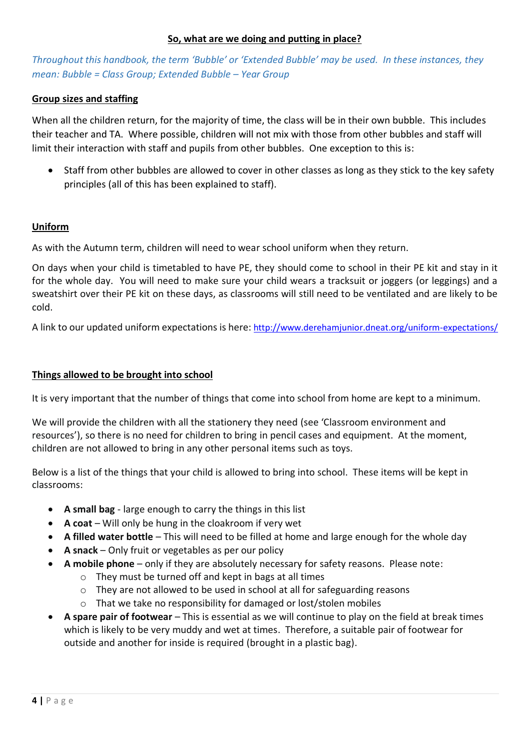## So, what are we doing and putting in place?

*Throughout this handbook, the term 'Bubble' or 'Extended Bubble' may be used. In these instances, they mean: Bubble = Class Group; Extended Bubble – Year Group*

### Group sizes and staffing

When all the children return, for the majority of time, the class will be in their own bubble. This includes their teacher and TA. Where possible, children will not mix with those from other bubbles and staff will limit their interaction with staff and pupils from other bubbles. One exception to this is:

- Staff from other bubbles are allowed to cover in other classes as long as they stick to the key safety principles (all of this has been explained to staff).

### Uniform

As with the Autumn term, children will need to wear school uniform when they return.

On days when your child is timetabled to have PE, they should come to school in their PE kit and stay in it for the whole day. You will need to make sure your child wears a tracksuit or joggers (or leggings) and a sweatshirt over their PE kit on these days, as classrooms will still need to be ventilated and are likely to be cold.

A link to our updated uniform expectations is here: http://www.derehamjunior.dneat.org/uniform-expectations/

### Things allowed to be brought into school

It is very important that the number of things that come into school from home are kept to a minimum.

We will provide the children with all the stationery they need (see 'Classroom environment and resources'), so there is no need for children to bring in pencil cases and equipment. At the moment, children are not allowed to bring in any other personal items such as toys.

Below is a list of the things that your child is allowed to bring into school. These items will be kept in classrooms:

- **A small bag** - large enough to carry the things in this list
- **A coat** – Will only be hung in the cloakroom if very wet
- **A filled water bottle** – This will need to be filled at home and large enough for the whole day
- **A snack** – Only fruit or vegetables as per our policy
- **A mobile phone** – only if they are absolutely necessary for safety reasons. Please note:
    - They must be turned off and kept in bags at all times
    - They are not allowed to be used in school at all for safeguarding reasons
    - That we take no responsibility for damaged or lost/stolen mobiles
- **A spare pair of footwear** – This is essential as we will continue to play on the field at break times which is likely to be very muddy and wet at times. Therefore, a suitable pair of footwear for outside and another for inside is required (brought in a plastic bag).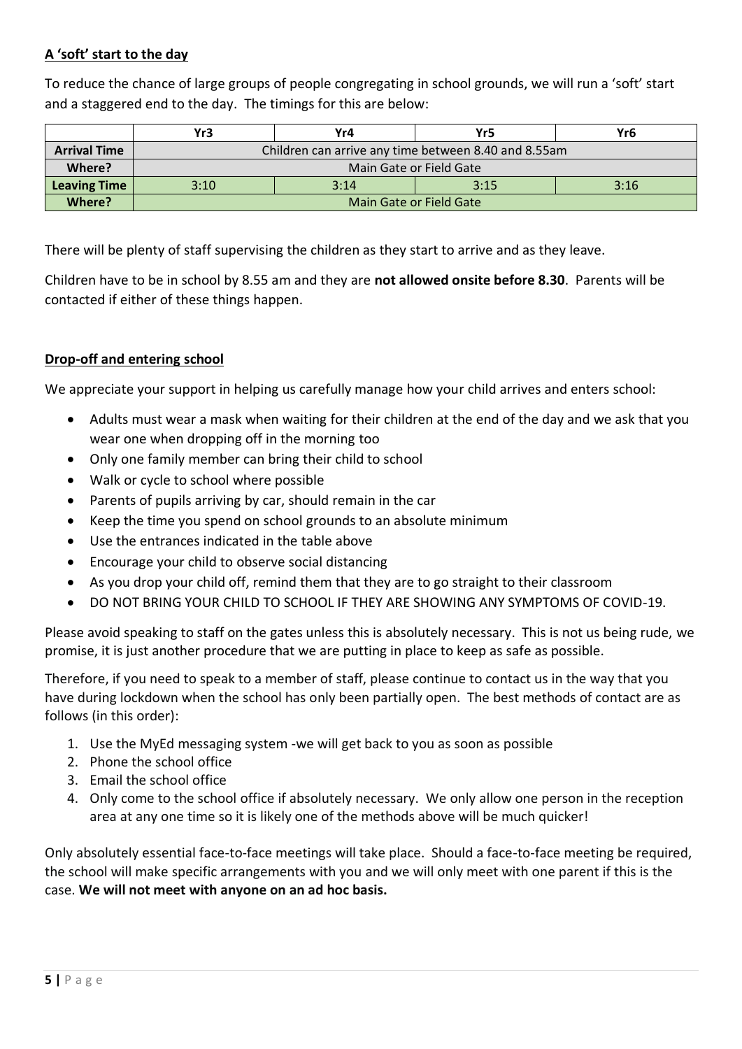## A 'soft' start to the day

To reduce the chance of large groups of people congregating in school grounds, we will run a 'soft' start and a staggered end to the day. The timings for this are below:

| | Yr3 | Yr4 | Yr5 | Yr6 |
|---|---|---|---|---|
| **Arrival Time** | Children can arrive any time between 8.40 and 8.55am | | | |
| **Where?** | Main Gate or Field Gate | | | |
| **Leaving Time** | 3:10 | 3:14 | 3:15 | 3:16 |
| **Where?** | Main Gate or Field Gate | | | |

There will be plenty of staff supervising the children as they start to arrive and as they leave.

Children have to be in school by 8.55 am and they are **not allowed onsite before 8.30**. Parents will be contacted if either of these things happen.

## Drop-off and entering school

We appreciate your support in helping us carefully manage how your child arrives and enters school:

- Adults must wear a mask when waiting for their children at the end of the day and we ask that you wear one when dropping off in the morning too
- Only one family member can bring their child to school
- Walk or cycle to school where possible
- Parents of pupils arriving by car, should remain in the car
- Keep the time you spend on school grounds to an absolute minimum
- Use the entrances indicated in the table above
- Encourage your child to observe social distancing
- As you drop your child off, remind them that they are to go straight to their classroom
- DO NOT BRING YOUR CHILD TO SCHOOL IF THEY ARE SHOWING ANY SYMPTOMS OF COVID-19.

Please avoid speaking to staff on the gates unless this is absolutely necessary. This is not us being rude, we promise, it is just another procedure that we are putting in place to keep as safe as possible.

Therefore, if you need to speak to a member of staff, please continue to contact us in the way that you have during lockdown when the school has only been partially open. The best methods of contact are as follows (in this order):

1. Use the MyEd messaging system -we will get back to you as soon as possible
2. Phone the school office
3. Email the school office
4. Only come to the school office if absolutely necessary. We only allow one person in the reception area at any one time so it is likely one of the methods above will be much quicker!

Only absolutely essential face-to-face meetings will take place. Should a face-to-face meeting be required, the school will make specific arrangements with you and we will only meet with one parent if this is the case. **We will not meet with anyone on an ad hoc basis.**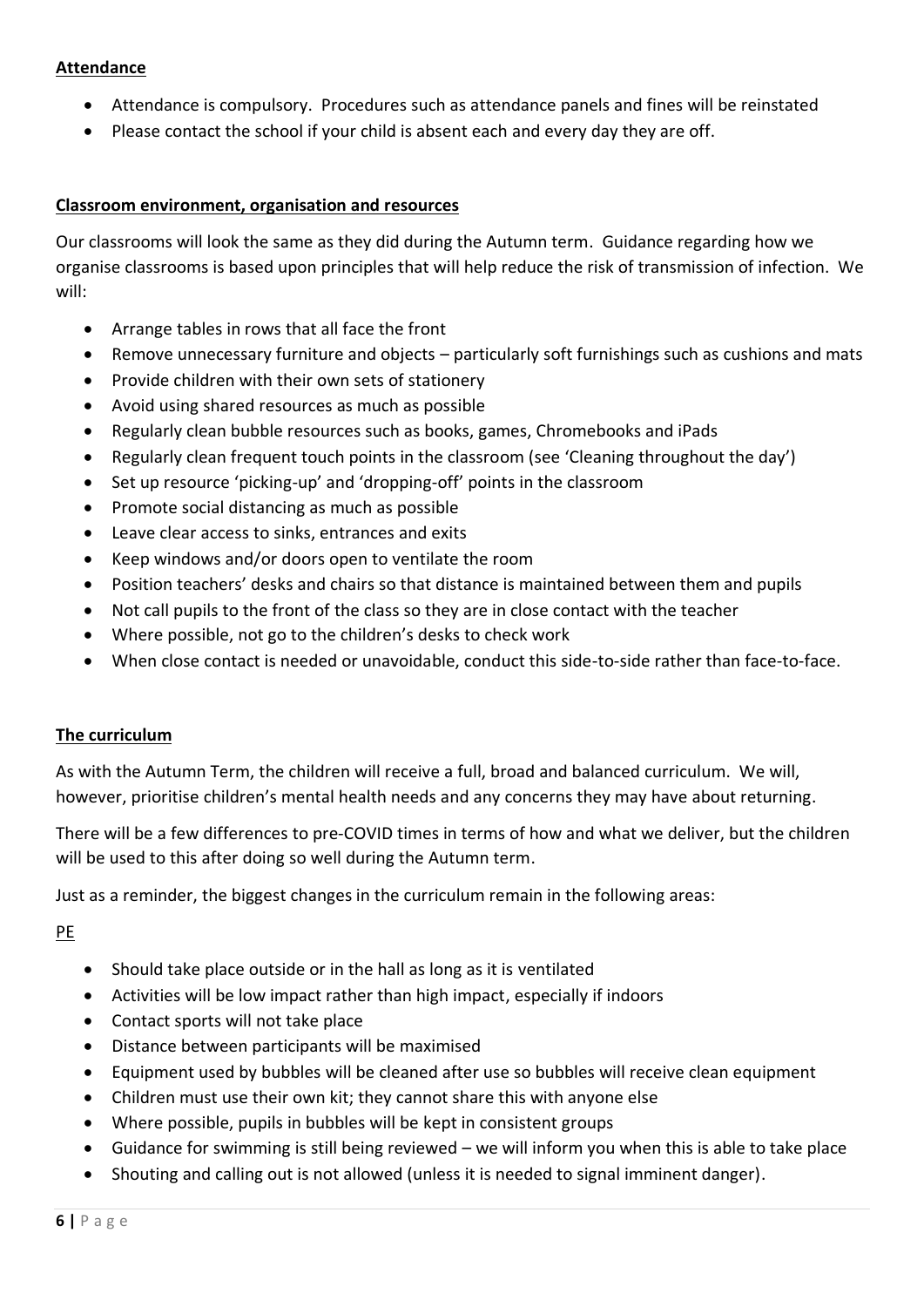## Attendance

- Attendance is compulsory. Procedures such as attendance panels and fines will be reinstated
- Please contact the school if your child is absent each and every day they are off.

## Classroom environment, organisation and resources

Our classrooms will look the same as they did during the Autumn term. Guidance regarding how we organise classrooms is based upon principles that will help reduce the risk of transmission of infection. We will:

- Arrange tables in rows that all face the front
- Remove unnecessary furniture and objects – particularly soft furnishings such as cushions and mats
- Provide children with their own sets of stationery
- Avoid using shared resources as much as possible
- Regularly clean bubble resources such as books, games, Chromebooks and iPads
- Regularly clean frequent touch points in the classroom (see 'Cleaning throughout the day')
- Set up resource 'picking-up' and 'dropping-off' points in the classroom
- Promote social distancing as much as possible
- Leave clear access to sinks, entrances and exits
- Keep windows and/or doors open to ventilate the room
- Position teachers' desks and chairs so that distance is maintained between them and pupils
- Not call pupils to the front of the class so they are in close contact with the teacher
- Where possible, not go to the children's desks to check work
- When close contact is needed or unavoidable, conduct this side-to-side rather than face-to-face.

## The curriculum

As with the Autumn Term, the children will receive a full, broad and balanced curriculum. We will, however, prioritise children's mental health needs and any concerns they may have about returning.

There will be a few differences to pre-COVID times in terms of how and what we deliver, but the children will be used to this after doing so well during the Autumn term.

Just as a reminder, the biggest changes in the curriculum remain in the following areas:

### PE

- Should take place outside or in the hall as long as it is ventilated
- Activities will be low impact rather than high impact, especially if indoors
- Contact sports will not take place
- Distance between participants will be maximised
- Equipment used by bubbles will be cleaned after use so bubbles will receive clean equipment
- Children must use their own kit; they cannot share this with anyone else
- Where possible, pupils in bubbles will be kept in consistent groups
- Guidance for swimming is still being reviewed – we will inform you when this is able to take place
- Shouting and calling out is not allowed (unless it is needed to signal imminent danger).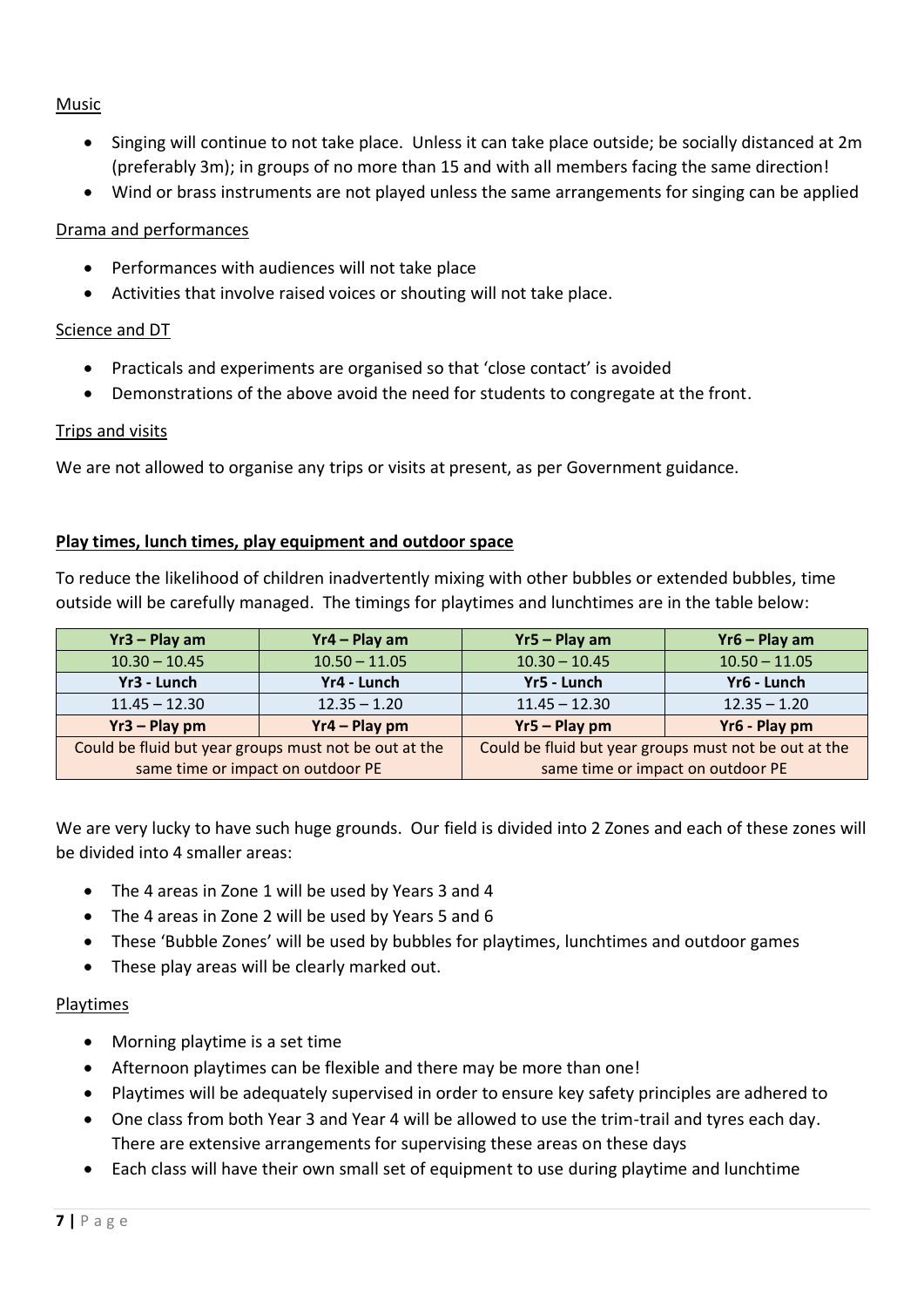Music

- Singing will continue to not take place. Unless it can take place outside; be socially distanced at 2m (preferably 3m); in groups of no more than 15 and with all members facing the same direction!
- Wind or brass instruments are not played unless the same arrangements for singing can be applied

Drama and performances

- Performances with audiences will not take place
- Activities that involve raised voices or shouting will not take place.

Science and DT

- Practicals and experiments are organised so that 'close contact' is avoided
- Demonstrations of the above avoid the need for students to congregate at the front.

Trips and visits

We are not allowed to organise any trips or visits at present, as per Government guidance.

**Play times, lunch times, play equipment and outdoor space**

To reduce the likelihood of children inadvertently mixing with other bubbles or extended bubbles, time outside will be carefully managed. The timings for playtimes and lunchtimes are in the table below:

| **Yr3 – Play am** | **Yr4 – Play am** | **Yr5 – Play am** | **Yr6 – Play am** |
|---|---|---|---|
| 10.30 – 10.45 | 10.50 – 11.05 | 10.30 – 10.45 | 10.50 – 11.05 |
| **Yr3 - Lunch** | **Yr4 - Lunch** | **Yr5 - Lunch** | **Yr6 - Lunch** |
| 11.45 – 12.30 | 12.35 – 1.20 | 11.45 – 12.30 | 12.35 – 1.20 |
| **Yr3 – Play pm** | **Yr4 – Play pm** | **Yr5 – Play pm** | **Yr6 - Play pm** |
| Could be fluid but year groups must not be out at the same time or impact on outdoor PE | | Could be fluid but year groups must not be out at the same time or impact on outdoor PE | |

We are very lucky to have such huge grounds. Our field is divided into 2 Zones and each of these zones will be divided into 4 smaller areas:

- The 4 areas in Zone 1 will be used by Years 3 and 4
- The 4 areas in Zone 2 will be used by Years 5 and 6
- These 'Bubble Zones' will be used by bubbles for playtimes, lunchtimes and outdoor games
- These play areas will be clearly marked out.

Playtimes

- Morning playtime is a set time
- Afternoon playtimes can be flexible and there may be more than one!
- Playtimes will be adequately supervised in order to ensure key safety principles are adhered to
- One class from both Year 3 and Year 4 will be allowed to use the trim-trail and tyres each day. There are extensive arrangements for supervising these areas on these days
- Each class will have their own small set of equipment to use during playtime and lunchtime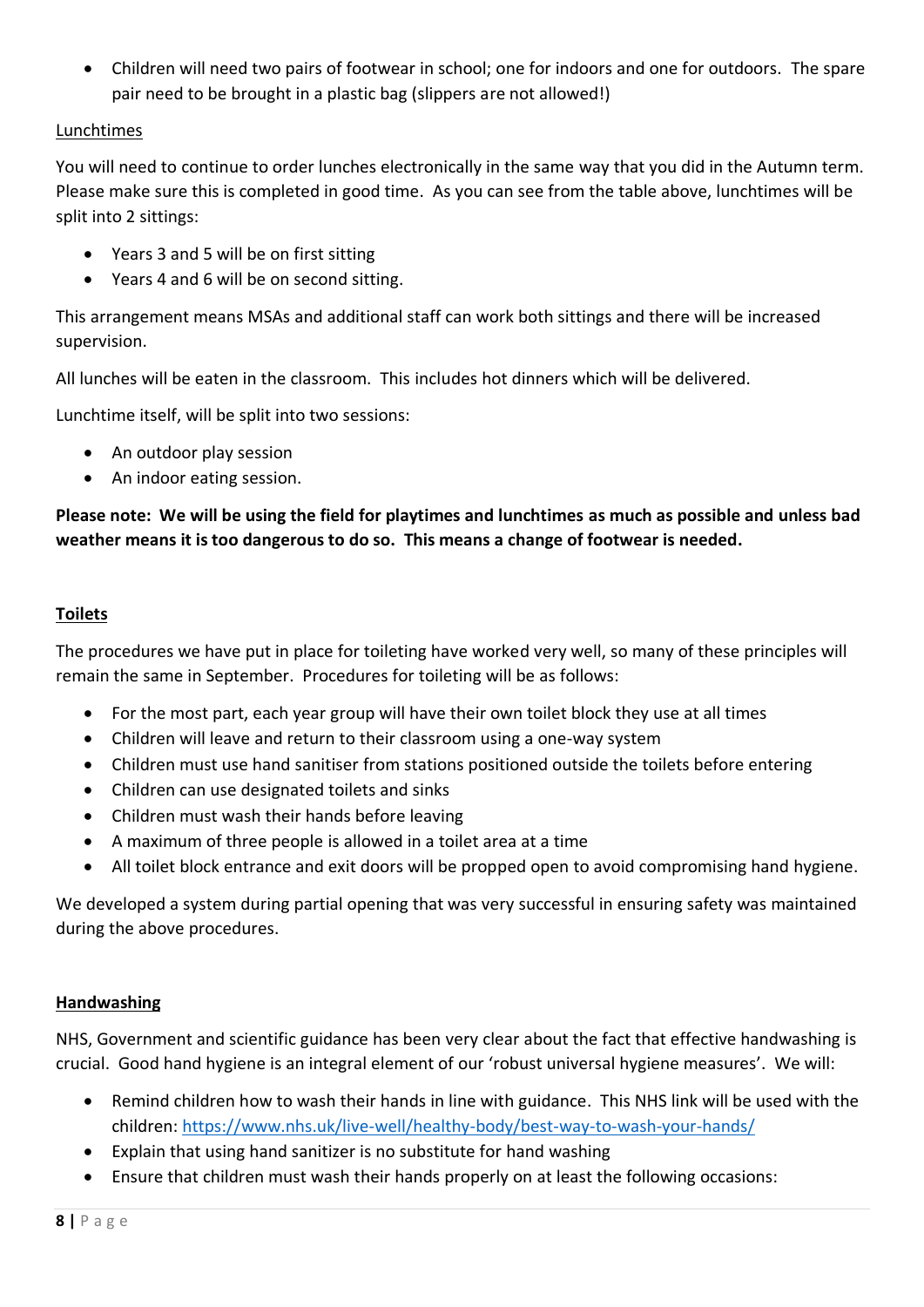- Children will need two pairs of footwear in school; one for indoors and one for outdoors. The spare pair need to be brought in a plastic bag (slippers are not allowed!)

Lunchtimes

You will need to continue to order lunches electronically in the same way that you did in the Autumn term. Please make sure this is completed in good time. As you can see from the table above, lunchtimes will be split into 2 sittings:

- Years 3 and 5 will be on first sitting
- Years 4 and 6 will be on second sitting.

This arrangement means MSAs and additional staff can work both sittings and there will be increased supervision.

All lunches will be eaten in the classroom. This includes hot dinners which will be delivered.

Lunchtime itself, will be split into two sessions:

- An outdoor play session
- An indoor eating session.

**Please note: We will be using the field for playtimes and lunchtimes as much as possible and unless bad weather means it is too dangerous to do so. This means a change of footwear is needed.**

## Toilets

The procedures we have put in place for toileting have worked very well, so many of these principles will remain the same in September. Procedures for toileting will be as follows:

- For the most part, each year group will have their own toilet block they use at all times
- Children will leave and return to their classroom using a one-way system
- Children must use hand sanitiser from stations positioned outside the toilets before entering
- Children can use designated toilets and sinks
- Children must wash their hands before leaving
- A maximum of three people is allowed in a toilet area at a time
- All toilet block entrance and exit doors will be propped open to avoid compromising hand hygiene.

We developed a system during partial opening that was very successful in ensuring safety was maintained during the above procedures.

## Handwashing

NHS, Government and scientific guidance has been very clear about the fact that effective handwashing is crucial. Good hand hygiene is an integral element of our 'robust universal hygiene measures'. We will:

- Remind children how to wash their hands in line with guidance. This NHS link will be used with the children: https://www.nhs.uk/live-well/healthy-body/best-way-to-wash-your-hands/
- Explain that using hand sanitizer is no substitute for hand washing
- Ensure that children must wash their hands properly on at least the following occasions: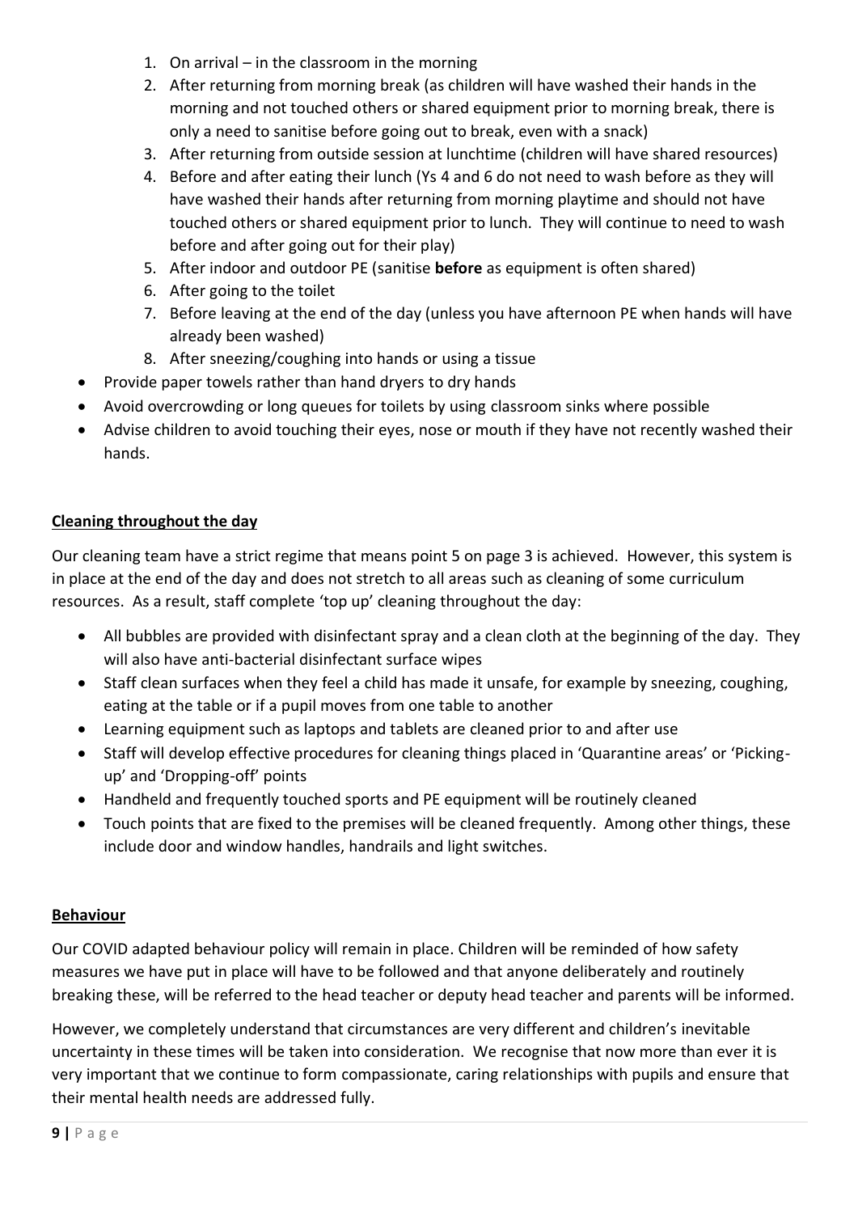1. On arrival – in the classroom in the morning
2. After returning from morning break (as children will have washed their hands in the morning and not touched others or shared equipment prior to morning break, there is only a need to sanitise before going out to break, even with a snack)
3. After returning from outside session at lunchtime (children will have shared resources)
4. Before and after eating their lunch (Ys 4 and 6 do not need to wash before as they will have washed their hands after returning from morning playtime and should not have touched others or shared equipment prior to lunch. They will continue to need to wash before and after going out for their play)
5. After indoor and outdoor PE (sanitise **before** as equipment is often shared)
6. After going to the toilet
7. Before leaving at the end of the day (unless you have afternoon PE when hands will have already been washed)
8. After sneezing/coughing into hands or using a tissue

- Provide paper towels rather than hand dryers to dry hands
- Avoid overcrowding or long queues for toilets by using classroom sinks where possible
- Advise children to avoid touching their eyes, nose or mouth if they have not recently washed their hands.

**Cleaning throughout the day**

Our cleaning team have a strict regime that means point 5 on page 3 is achieved. However, this system is in place at the end of the day and does not stretch to all areas such as cleaning of some curriculum resources. As a result, staff complete 'top up' cleaning throughout the day:

- All bubbles are provided with disinfectant spray and a clean cloth at the beginning of the day. They will also have anti-bacterial disinfectant surface wipes
- Staff clean surfaces when they feel a child has made it unsafe, for example by sneezing, coughing, eating at the table or if a pupil moves from one table to another
- Learning equipment such as laptops and tablets are cleaned prior to and after use
- Staff will develop effective procedures for cleaning things placed in 'Quarantine areas' or 'Picking-up' and 'Dropping-off' points
- Handheld and frequently touched sports and PE equipment will be routinely cleaned
- Touch points that are fixed to the premises will be cleaned frequently. Among other things, these include door and window handles, handrails and light switches.

**Behaviour**

Our COVID adapted behaviour policy will remain in place. Children will be reminded of how safety measures we have put in place will have to be followed and that anyone deliberately and routinely breaking these, will be referred to the head teacher or deputy head teacher and parents will be informed.

However, we completely understand that circumstances are very different and children's inevitable uncertainty in these times will be taken into consideration. We recognise that now more than ever it is very important that we continue to form compassionate, caring relationships with pupils and ensure that their mental health needs are addressed fully.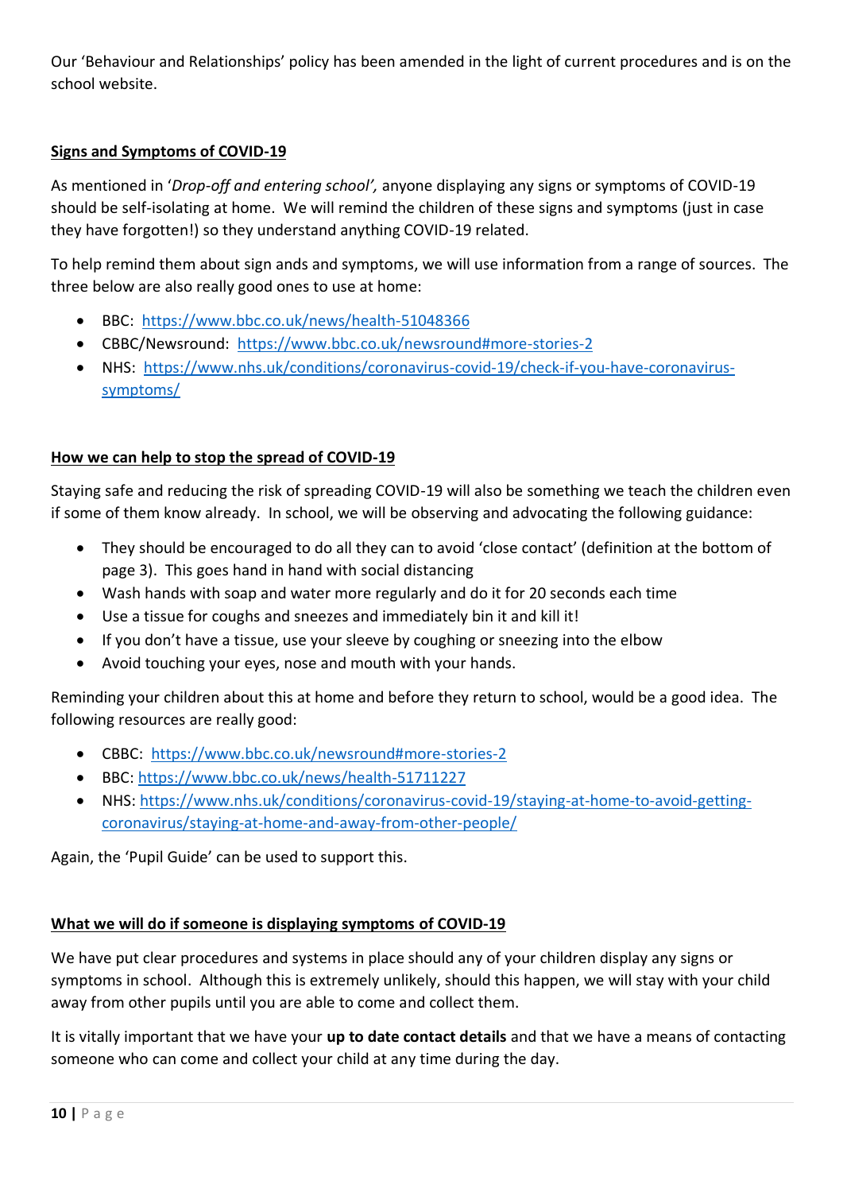Our 'Behaviour and Relationships' policy has been amended in the light of current procedures and is on the school website.

## Signs and Symptoms of COVID-19

As mentioned in '*Drop-off and entering school',* anyone displaying any signs or symptoms of COVID-19 should be self-isolating at home. We will remind the children of these signs and symptoms (just in case they have forgotten!) so they understand anything COVID-19 related.

To help remind them about sign ands and symptoms, we will use information from a range of sources. The three below are also really good ones to use at home:

- BBC: https://www.bbc.co.uk/news/health-51048366
- CBBC/Newsround: https://www.bbc.co.uk/newsround#more-stories-2
- NHS: https://www.nhs.uk/conditions/coronavirus-covid-19/check-if-you-have-coronavirus-symptoms/

## How we can help to stop the spread of COVID-19

Staying safe and reducing the risk of spreading COVID-19 will also be something we teach the children even if some of them know already. In school, we will be observing and advocating the following guidance:

- They should be encouraged to do all they can to avoid 'close contact' (definition at the bottom of page 3). This goes hand in hand with social distancing
- Wash hands with soap and water more regularly and do it for 20 seconds each time
- Use a tissue for coughs and sneezes and immediately bin it and kill it!
- If you don't have a tissue, use your sleeve by coughing or sneezing into the elbow
- Avoid touching your eyes, nose and mouth with your hands.

Reminding your children about this at home and before they return to school, would be a good idea. The following resources are really good:

- CBBC: https://www.bbc.co.uk/newsround#more-stories-2
- BBC: https://www.bbc.co.uk/news/health-51711227
- NHS: https://www.nhs.uk/conditions/coronavirus-covid-19/staying-at-home-to-avoid-getting-coronavirus/staying-at-home-and-away-from-other-people/

Again, the 'Pupil Guide' can be used to support this.

## What we will do if someone is displaying symptoms of COVID-19

We have put clear procedures and systems in place should any of your children display any signs or symptoms in school. Although this is extremely unlikely, should this happen, we will stay with your child away from other pupils until you are able to come and collect them.

It is vitally important that we have your **up to date contact details** and that we have a means of contacting someone who can come and collect your child at any time during the day.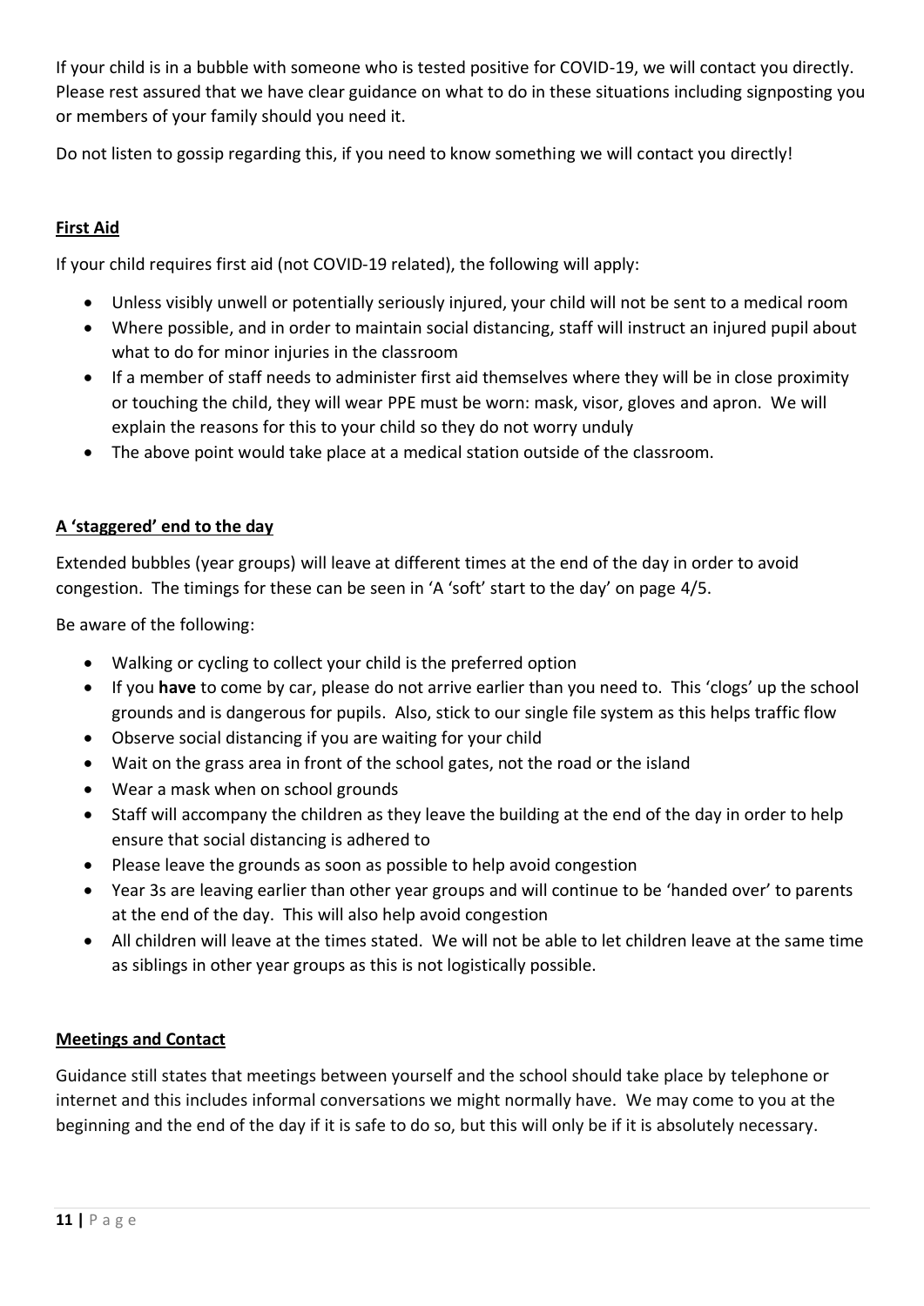If your child is in a bubble with someone who is tested positive for COVID-19, we will contact you directly. Please rest assured that we have clear guidance on what to do in these situations including signposting you or members of your family should you need it.

Do not listen to gossip regarding this, if you need to know something we will contact you directly!

## First Aid

If your child requires first aid (not COVID-19 related), the following will apply:

- Unless visibly unwell or potentially seriously injured, your child will not be sent to a medical room
- Where possible, and in order to maintain social distancing, staff will instruct an injured pupil about what to do for minor injuries in the classroom
- If a member of staff needs to administer first aid themselves where they will be in close proximity or touching the child, they will wear PPE must be worn: mask, visor, gloves and apron. We will explain the reasons for this to your child so they do not worry unduly
- The above point would take place at a medical station outside of the classroom.

## A 'staggered' end to the day

Extended bubbles (year groups) will leave at different times at the end of the day in order to avoid congestion. The timings for these can be seen in 'A 'soft' start to the day' on page 4/5.

Be aware of the following:

- Walking or cycling to collect your child is the preferred option
- If you **have** to come by car, please do not arrive earlier than you need to. This 'clogs' up the school grounds and is dangerous for pupils. Also, stick to our single file system as this helps traffic flow
- Observe social distancing if you are waiting for your child
- Wait on the grass area in front of the school gates, not the road or the island
- Wear a mask when on school grounds
- Staff will accompany the children as they leave the building at the end of the day in order to help ensure that social distancing is adhered to
- Please leave the grounds as soon as possible to help avoid congestion
- Year 3s are leaving earlier than other year groups and will continue to be 'handed over' to parents at the end of the day. This will also help avoid congestion
- All children will leave at the times stated. We will not be able to let children leave at the same time as siblings in other year groups as this is not logistically possible.

## Meetings and Contact

Guidance still states that meetings between yourself and the school should take place by telephone or internet and this includes informal conversations we might normally have. We may come to you at the beginning and the end of the day if it is safe to do so, but this will only be if it is absolutely necessary.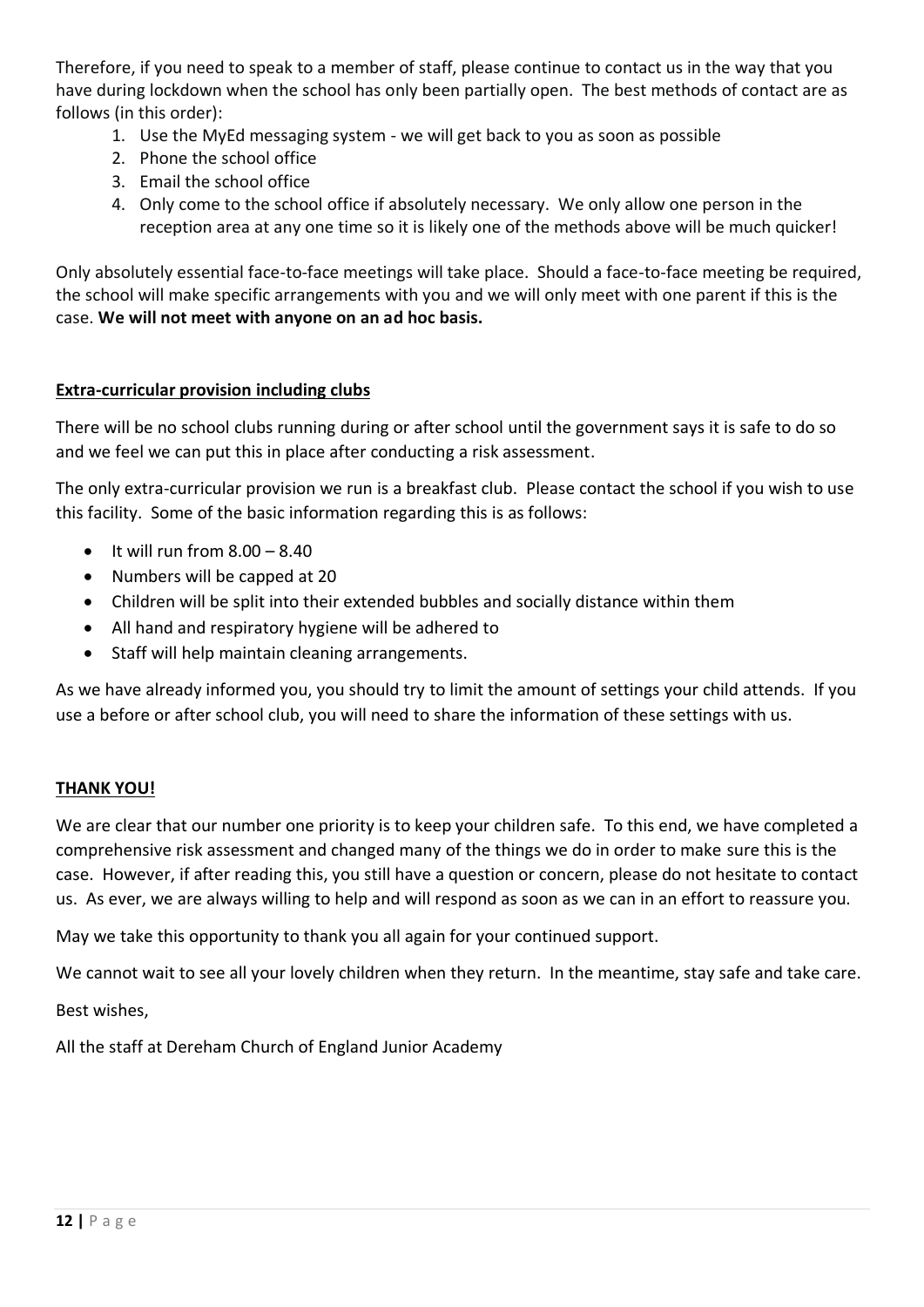Therefore, if you need to speak to a member of staff, please continue to contact us in the way that you have during lockdown when the school has only been partially open. The best methods of contact are as follows (in this order):

1. Use the MyEd messaging system - we will get back to you as soon as possible
2. Phone the school office
3. Email the school office
4. Only come to the school office if absolutely necessary. We only allow one person in the reception area at any one time so it is likely one of the methods above will be much quicker!

Only absolutely essential face-to-face meetings will take place. Should a face-to-face meeting be required, the school will make specific arrangements with you and we will only meet with one parent if this is the case. **We will not meet with anyone on an ad hoc basis.**

## Extra-curricular provision including clubs

There will be no school clubs running during or after school until the government says it is safe to do so and we feel we can put this in place after conducting a risk assessment.

The only extra-curricular provision we run is a breakfast club. Please contact the school if you wish to use this facility. Some of the basic information regarding this is as follows:

- It will run from 8.00 – 8.40
- Numbers will be capped at 20
- Children will be split into their extended bubbles and socially distance within them
- All hand and respiratory hygiene will be adhered to
- Staff will help maintain cleaning arrangements.

As we have already informed you, you should try to limit the amount of settings your child attends. If you use a before or after school club, you will need to share the information of these settings with us.

## THANK YOU!

We are clear that our number one priority is to keep your children safe. To this end, we have completed a comprehensive risk assessment and changed many of the things we do in order to make sure this is the case. However, if after reading this, you still have a question or concern, please do not hesitate to contact us. As ever, we are always willing to help and will respond as soon as we can in an effort to reassure you.

May we take this opportunity to thank you all again for your continued support.

We cannot wait to see all your lovely children when they return. In the meantime, stay safe and take care.

Best wishes,

All the staff at Dereham Church of England Junior Academy